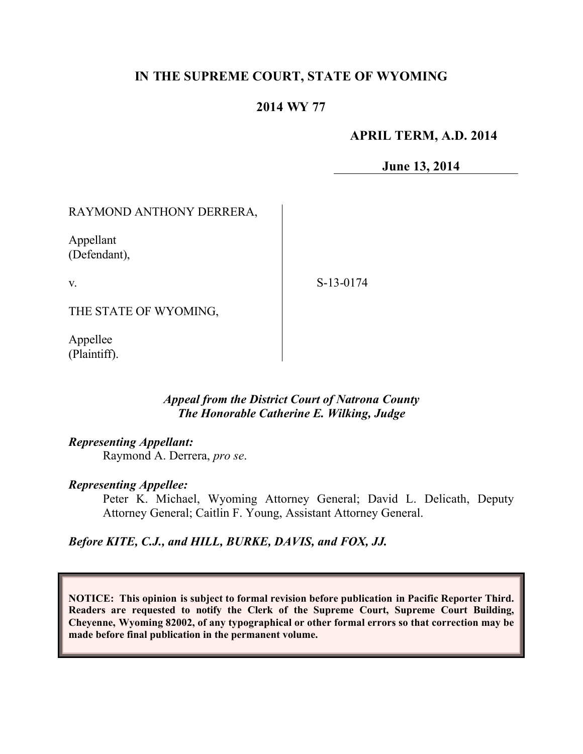**IN THE SUPREME COURT, STATE OF WYOMING**

**2014 WY 77**

**APRIL TERM, A.D. 2014**

**June 13, 2014**

RAYMOND ANTHONY DERRERA,

Appellant
(Defendant),

v.

THE STATE OF WYOMING,

Appellee
(Plaintiff).

S-13-0174

***Appeal from the District Court of Natrona County***
***The Honorable Catherine E. Wilking, Judge***

***Representing Appellant:***
Raymond A. Derrera, *pro se*.

***Representing Appellee:***
Peter K. Michael, Wyoming Attorney General; David L. Delicath, Deputy Attorney General; Caitlin F. Young, Assistant Attorney General.

***Before KITE, C.J., and HILL, BURKE, DAVIS, and FOX, JJ.***

**NOTICE: This opinion is subject to formal revision before publication in Pacific Reporter Third. Readers are requested to notify the Clerk of the Supreme Court, Supreme Court Building, Cheyenne, Wyoming 82002, of any typographical or other formal errors so that correction may be made before final publication in the permanent volume.**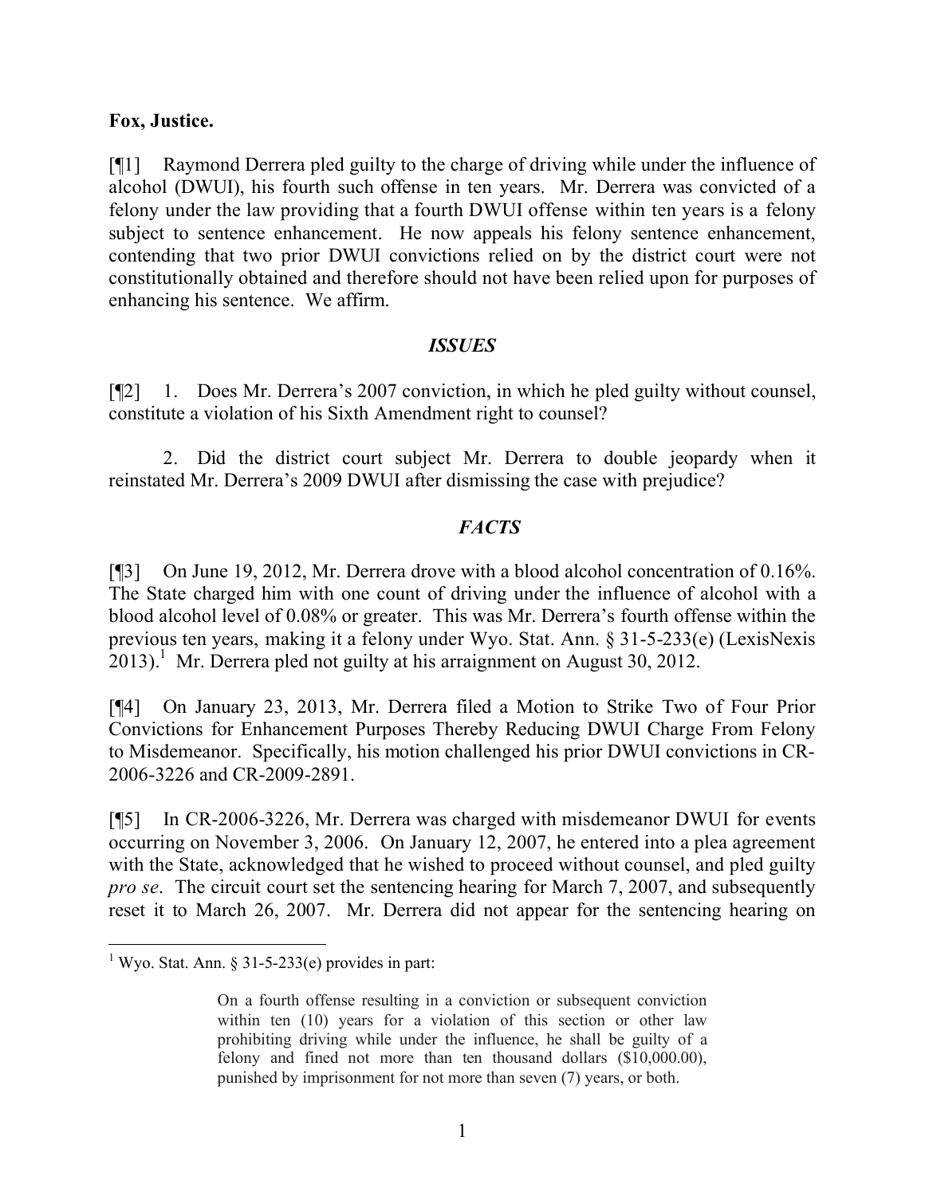**Fox, Justice.**

[¶1] Raymond Derrera pled guilty to the charge of driving while under the influence of alcohol (DWUI), his fourth such offense in ten years. Mr. Derrera was convicted of a felony under the law providing that a fourth DWUI offense within ten years is a felony subject to sentence enhancement. He now appeals his felony sentence enhancement, contending that two prior DWUI convictions relied on by the district court were not constitutionally obtained and therefore should not have been relied upon for purposes of enhancing his sentence. We affirm.

## *ISSUES*

[¶2] 1. Does Mr. Derrera's 2007 conviction, in which he pled guilty without counsel, constitute a violation of his Sixth Amendment right to counsel?

2. Did the district court subject Mr. Derrera to double jeopardy when it reinstated Mr. Derrera's 2009 DWUI after dismissing the case with prejudice?

## *FACTS*

[¶3] On June 19, 2012, Mr. Derrera drove with a blood alcohol concentration of 0.16%. The State charged him with one count of driving under the influence of alcohol with a blood alcohol level of 0.08% or greater. This was Mr. Derrera's fourth offense within the previous ten years, making it a felony under Wyo. Stat. Ann. § 31-5-233(e) (LexisNexis 2013).[1] Mr. Derrera pled not guilty at his arraignment on August 30, 2012.

[¶4] On January 23, 2013, Mr. Derrera filed a Motion to Strike Two of Four Prior Convictions for Enhancement Purposes Thereby Reducing DWUI Charge From Felony to Misdemeanor. Specifically, his motion challenged his prior DWUI convictions in CR-2006-3226 and CR-2009-2891.

[¶5] In CR-2006-3226, Mr. Derrera was charged with misdemeanor DWUI for events occurring on November 3, 2006. On January 12, 2007, he entered into a plea agreement with the State, acknowledged that he wished to proceed without counsel, and pled guilty *pro se*. The circuit court set the sentencing hearing for March 7, 2007, and subsequently reset it to March 26, 2007. Mr. Derrera did not appear for the sentencing hearing on

---

[1] Wyo. Stat. Ann. § 31-5-233(e) provides in part:

> On a fourth offense resulting in a conviction or subsequent conviction within ten (10) years for a violation of this section or other law prohibiting driving while under the influence, he shall be guilty of a felony and fined not more than ten thousand dollars ($10,000.00), punished by imprisonment for not more than seven (7) years, or both.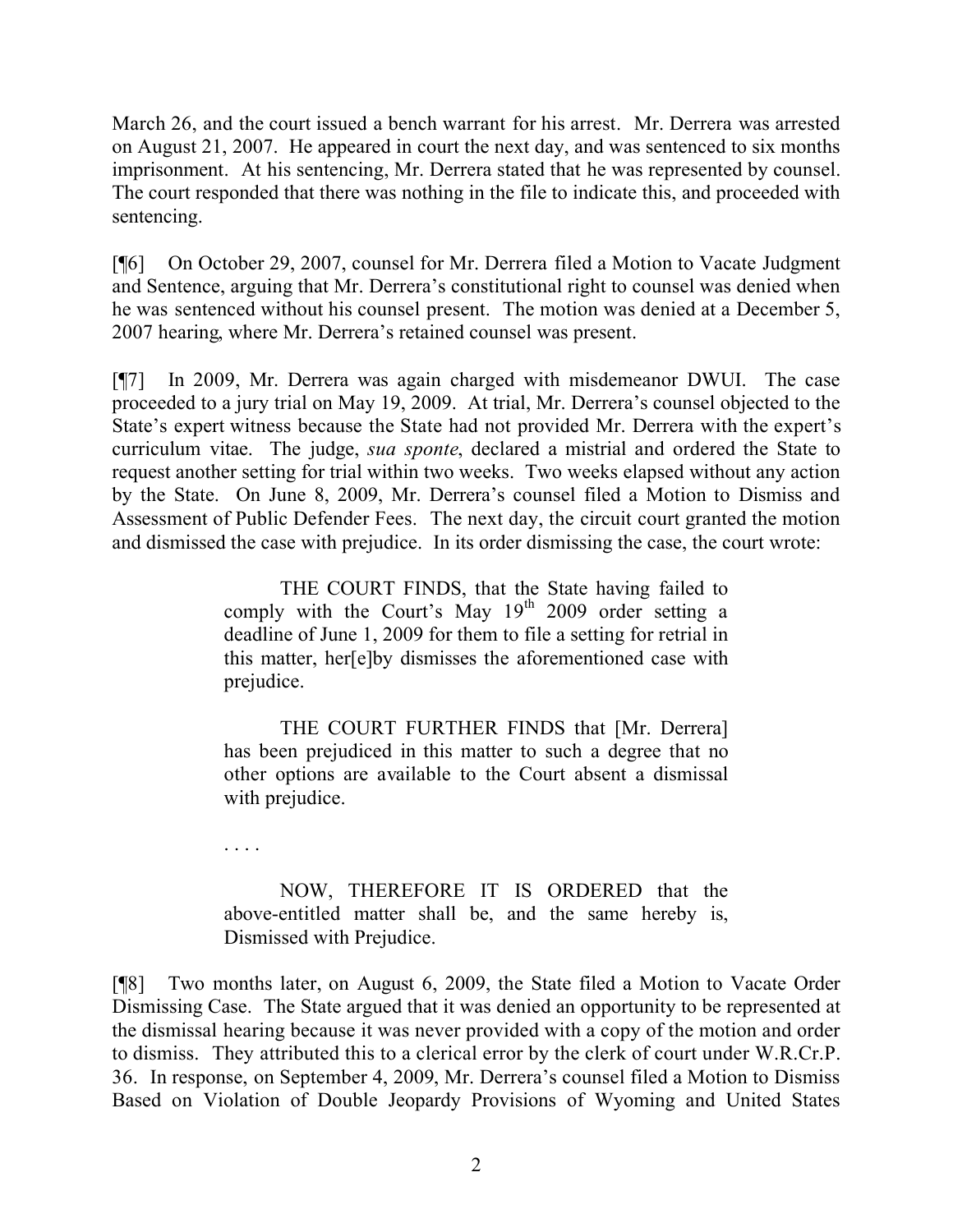March 26, and the court issued a bench warrant for his arrest. Mr. Derrera was arrested on August 21, 2007. He appeared in court the next day, and was sentenced to six months imprisonment. At his sentencing, Mr. Derrera stated that he was represented by counsel. The court responded that there was nothing in the file to indicate this, and proceeded with sentencing.

[¶6] On October 29, 2007, counsel for Mr. Derrera filed a Motion to Vacate Judgment and Sentence, arguing that Mr. Derrera's constitutional right to counsel was denied when he was sentenced without his counsel present. The motion was denied at a December 5, 2007 hearing, where Mr. Derrera's retained counsel was present.

[¶7] In 2009, Mr. Derrera was again charged with misdemeanor DWUI. The case proceeded to a jury trial on May 19, 2009. At trial, Mr. Derrera's counsel objected to the State's expert witness because the State had not provided Mr. Derrera with the expert's curriculum vitae. The judge, *sua sponte*, declared a mistrial and ordered the State to request another setting for trial within two weeks. Two weeks elapsed without any action by the State. On June 8, 2009, Mr. Derrera's counsel filed a Motion to Dismiss and Assessment of Public Defender Fees. The next day, the circuit court granted the motion and dismissed the case with prejudice. In its order dismissing the case, the court wrote:

> THE COURT FINDS, that the State having failed to comply with the Court's May 19th 2009 order setting a deadline of June 1, 2009 for them to file a setting for retrial in this matter, her[e]by dismisses the aforementioned case with prejudice.
>
> THE COURT FURTHER FINDS that [Mr. Derrera] has been prejudiced in this matter to such a degree that no other options are available to the Court absent a dismissal with prejudice.
>
> . . . .
>
> NOW, THEREFORE IT IS ORDERED that the above-entitled matter shall be, and the same hereby is, Dismissed with Prejudice.

[¶8] Two months later, on August 6, 2009, the State filed a Motion to Vacate Order Dismissing Case. The State argued that it was denied an opportunity to be represented at the dismissal hearing because it was never provided with a copy of the motion and order to dismiss. They attributed this to a clerical error by the clerk of court under W.R.Cr.P. 36. In response, on September 4, 2009, Mr. Derrera's counsel filed a Motion to Dismiss Based on Violation of Double Jeopardy Provisions of Wyoming and United States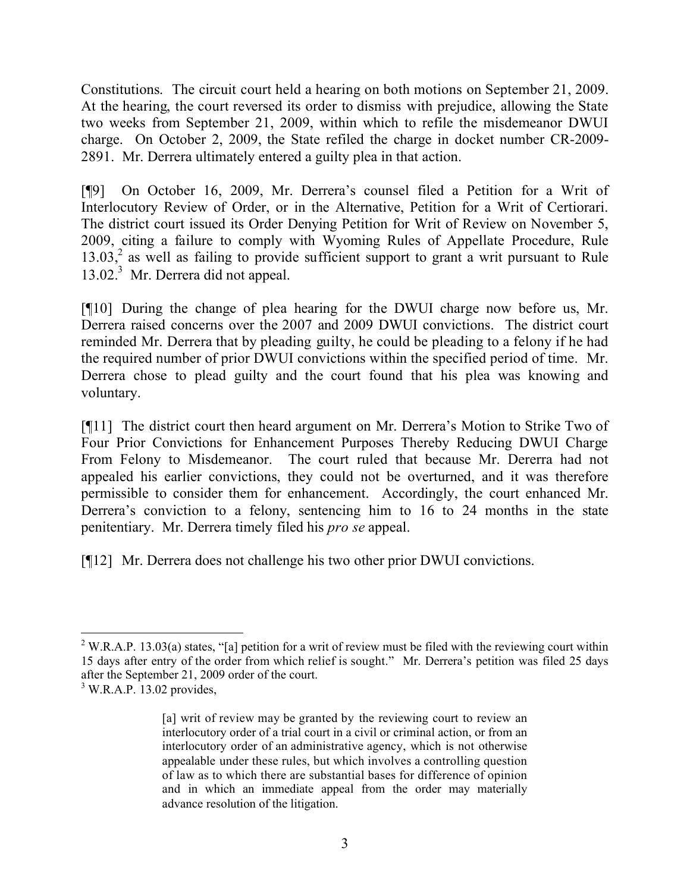Constitutions. The circuit court held a hearing on both motions on September 21, 2009. At the hearing, the court reversed its order to dismiss with prejudice, allowing the State two weeks from September 21, 2009, within which to refile the misdemeanor DWUI charge. On October 2, 2009, the State refiled the charge in docket number CR-2009-2891. Mr. Derrera ultimately entered a guilty plea in that action.

[¶9] On October 16, 2009, Mr. Derrera's counsel filed a Petition for a Writ of Interlocutory Review of Order, or in the Alternative, Petition for a Writ of Certiorari. The district court issued its Order Denying Petition for Writ of Review on November 5, 2009, citing a failure to comply with Wyoming Rules of Appellate Procedure, Rule 13.03,[2] as well as failing to provide sufficient support to grant a writ pursuant to Rule 13.02.[3] Mr. Derrera did not appeal.

[¶10] During the change of plea hearing for the DWUI charge now before us, Mr. Derrera raised concerns over the 2007 and 2009 DWUI convictions. The district court reminded Mr. Derrera that by pleading guilty, he could be pleading to a felony if he had the required number of prior DWUI convictions within the specified period of time. Mr. Derrera chose to plead guilty and the court found that his plea was knowing and voluntary.

[¶11] The district court then heard argument on Mr. Derrera's Motion to Strike Two of Four Prior Convictions for Enhancement Purposes Thereby Reducing DWUI Charge From Felony to Misdemeanor. The court ruled that because Mr. Dererra had not appealed his earlier convictions, they could not be overturned, and it was therefore permissible to consider them for enhancement. Accordingly, the court enhanced Mr. Derrera's conviction to a felony, sentencing him to 16 to 24 months in the state penitentiary. Mr. Derrera timely filed his *pro se* appeal.

[¶12] Mr. Derrera does not challenge his two other prior DWUI convictions.

---

[2] W.R.A.P. 13.03(a) states, "[a] petition for a writ of review must be filed with the reviewing court within 15 days after entry of the order from which relief is sought." Mr. Derrera's petition was filed 25 days after the September 21, 2009 order of the court.

[3] W.R.A.P. 13.02 provides,

> [a] writ of review may be granted by the reviewing court to review an interlocutory order of a trial court in a civil or criminal action, or from an interlocutory order of an administrative agency, which is not otherwise appealable under these rules, but which involves a controlling question of law as to which there are substantial bases for difference of opinion and in which an immediate appeal from the order may materially advance resolution of the litigation.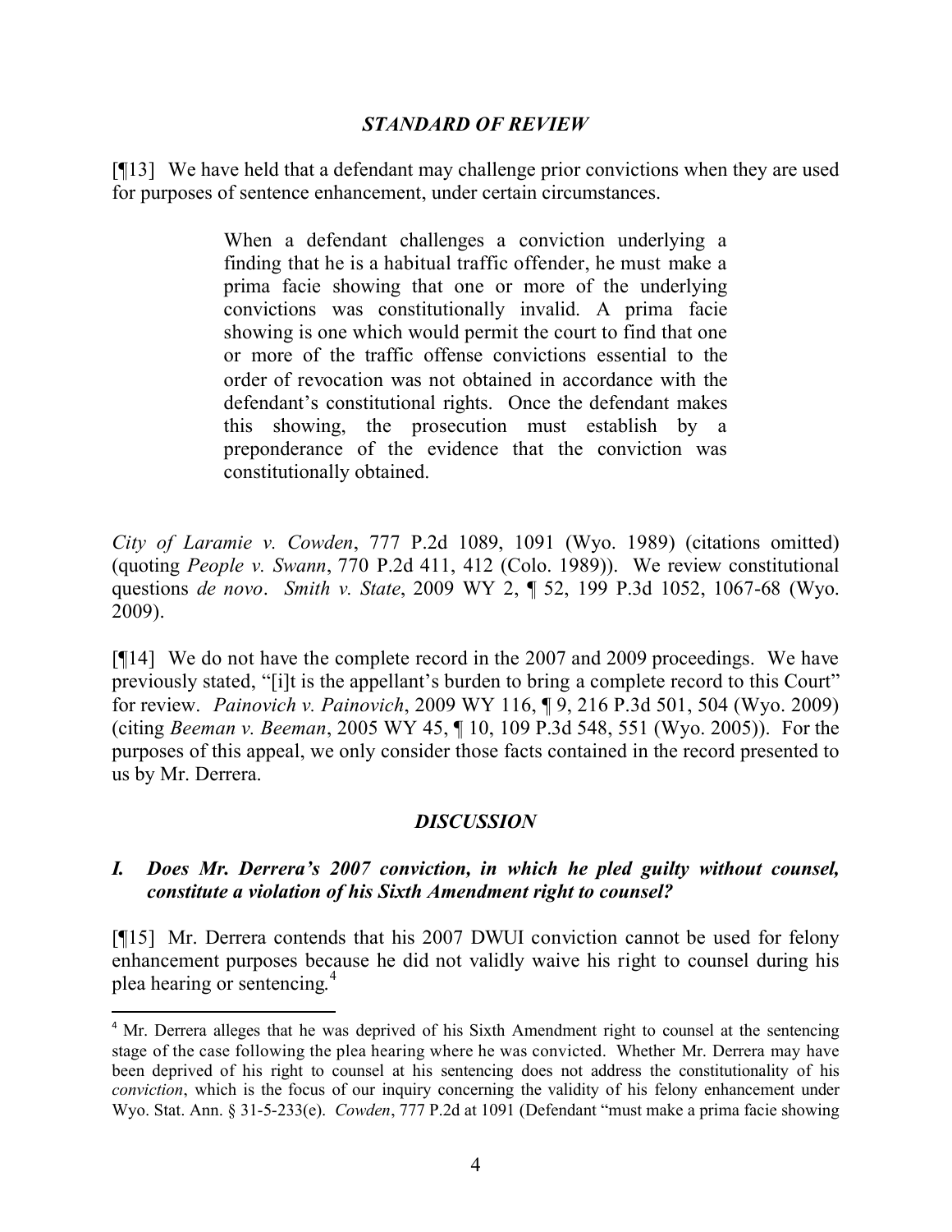### *STANDARD OF REVIEW*

[¶13] We have held that a defendant may challenge prior convictions when they are used for purposes of sentence enhancement, under certain circumstances.

> When a defendant challenges a conviction underlying a finding that he is a habitual traffic offender, he must make a prima facie showing that one or more of the underlying convictions was constitutionally invalid. A prima facie showing is one which would permit the court to find that one or more of the traffic offense convictions essential to the order of revocation was not obtained in accordance with the defendant's constitutional rights. Once the defendant makes this showing, the prosecution must establish by a preponderance of the evidence that the conviction was constitutionally obtained.

*City of Laramie v. Cowden*, 777 P.2d 1089, 1091 (Wyo. 1989) (citations omitted) (quoting *People v. Swann*, 770 P.2d 411, 412 (Colo. 1989)). We review constitutional questions *de novo*. *Smith v. State*, 2009 WY 2, ¶ 52, 199 P.3d 1052, 1067-68 (Wyo. 2009).

[¶14] We do not have the complete record in the 2007 and 2009 proceedings. We have previously stated, "[i]t is the appellant's burden to bring a complete record to this Court" for review. *Painovich v. Painovich*, 2009 WY 116, ¶ 9, 216 P.3d 501, 504 (Wyo. 2009) (citing *Beeman v. Beeman*, 2005 WY 45, ¶ 10, 109 P.3d 548, 551 (Wyo. 2005)). For the purposes of this appeal, we only consider those facts contained in the record presented to us by Mr. Derrera.

### *DISCUSSION*

#### *I. Does Mr. Derrera's 2007 conviction, in which he pled guilty without counsel, constitute a violation of his Sixth Amendment right to counsel?*

[¶15] Mr. Derrera contends that his 2007 DWUI conviction cannot be used for felony enhancement purposes because he did not validly waive his right to counsel during his plea hearing or sentencing.[4]

---

[4] Mr. Derrera alleges that he was deprived of his Sixth Amendment right to counsel at the sentencing stage of the case following the plea hearing where he was convicted. Whether Mr. Derrera may have been deprived of his right to counsel at his sentencing does not address the constitutionality of his *conviction*, which is the focus of our inquiry concerning the validity of his felony enhancement under Wyo. Stat. Ann. § 31-5-233(e). *Cowden*, 777 P.2d at 1091 (Defendant "must make a prima facie showing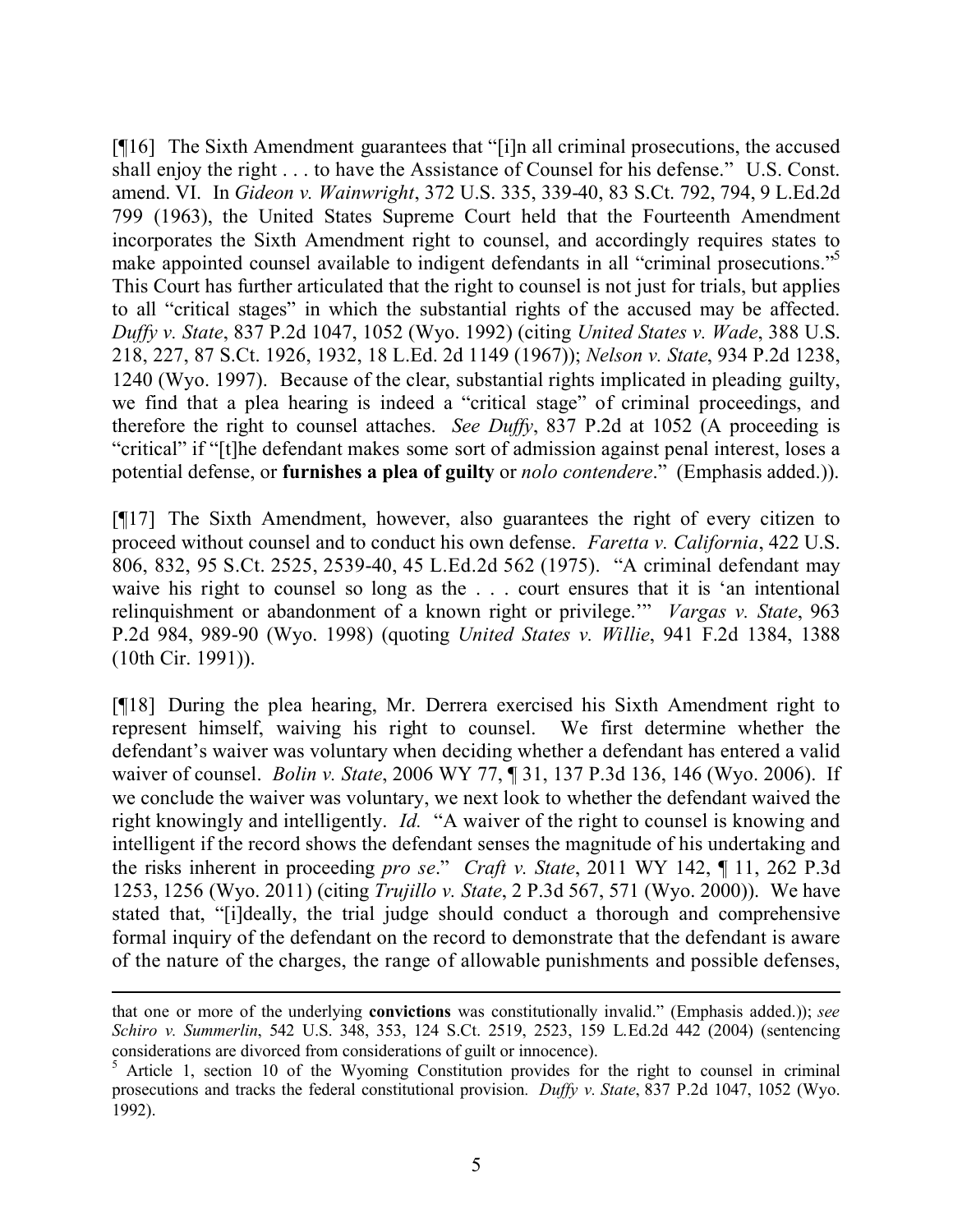[¶16] The Sixth Amendment guarantees that "[i]n all criminal prosecutions, the accused shall enjoy the right . . . to have the Assistance of Counsel for his defense." U.S. Const. amend. VI. In *Gideon v. Wainwright*, 372 U.S. 335, 339-40, 83 S.Ct. 792, 794, 9 L.Ed.2d 799 (1963), the United States Supreme Court held that the Fourteenth Amendment incorporates the Sixth Amendment right to counsel, and accordingly requires states to make appointed counsel available to indigent defendants in all "criminal prosecutions."[5] This Court has further articulated that the right to counsel is not just for trials, but applies to all "critical stages" in which the substantial rights of the accused may be affected. *Duffy v. State*, 837 P.2d 1047, 1052 (Wyo. 1992) (citing *United States v. Wade*, 388 U.S. 218, 227, 87 S.Ct. 1926, 1932, 18 L.Ed. 2d 1149 (1967)); *Nelson v. State*, 934 P.2d 1238, 1240 (Wyo. 1997). Because of the clear, substantial rights implicated in pleading guilty, we find that a plea hearing is indeed a "critical stage" of criminal proceedings, and therefore the right to counsel attaches. *See Duffy*, 837 P.2d at 1052 (A proceeding is "critical" if "[t]he defendant makes some sort of admission against penal interest, loses a potential defense, or **furnishes a plea of guilty** or *nolo contendere*." (Emphasis added.)).

[¶17] The Sixth Amendment, however, also guarantees the right of every citizen to proceed without counsel and to conduct his own defense. *Faretta v. California*, 422 U.S. 806, 832, 95 S.Ct. 2525, 2539-40, 45 L.Ed.2d 562 (1975). "A criminal defendant may waive his right to counsel so long as the . . . court ensures that it is 'an intentional relinquishment or abandonment of a known right or privilege.'" *Vargas v. State*, 963 P.2d 984, 989-90 (Wyo. 1998) (quoting *United States v. Willie*, 941 F.2d 1384, 1388 (10th Cir. 1991)).

[¶18] During the plea hearing, Mr. Derrera exercised his Sixth Amendment right to represent himself, waiving his right to counsel. We first determine whether the defendant's waiver was voluntary when deciding whether a defendant has entered a valid waiver of counsel. *Bolin v. State*, 2006 WY 77, ¶ 31, 137 P.3d 136, 146 (Wyo. 2006). If we conclude the waiver was voluntary, we next look to whether the defendant waived the right knowingly and intelligently. *Id.* "A waiver of the right to counsel is knowing and intelligent if the record shows the defendant senses the magnitude of his undertaking and the risks inherent in proceeding *pro se*." *Craft v. State*, 2011 WY 142, ¶ 11, 262 P.3d 1253, 1256 (Wyo. 2011) (citing *Trujillo v. State*, 2 P.3d 567, 571 (Wyo. 2000)). We have stated that, "[i]deally, the trial judge should conduct a thorough and comprehensive formal inquiry of the defendant on the record to demonstrate that the defendant is aware of the nature of the charges, the range of allowable punishments and possible defenses,

---

that one or more of the underlying **convictions** was constitutionally invalid." (Emphasis added.)); *see Schiro v. Summerlin*, 542 U.S. 348, 353, 124 S.Ct. 2519, 2523, 159 L.Ed.2d 442 (2004) (sentencing considerations are divorced from considerations of guilt or innocence).

[5] Article 1, section 10 of the Wyoming Constitution provides for the right to counsel in criminal prosecutions and tracks the federal constitutional provision. *Duffy v. State*, 837 P.2d 1047, 1052 (Wyo. 1992).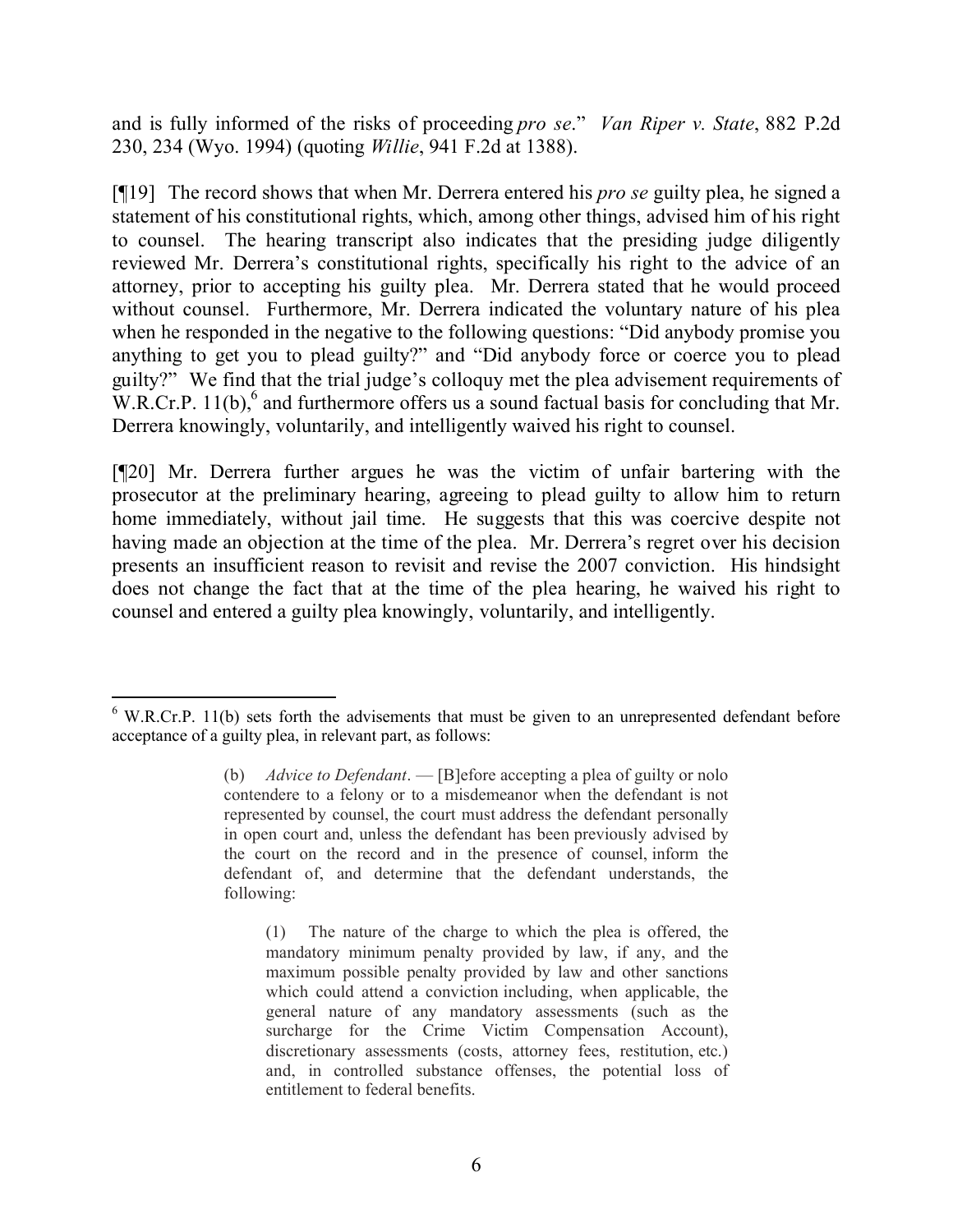and is fully informed of the risks of proceeding *pro se*." *Van Riper v. State*, 882 P.2d 230, 234 (Wyo. 1994) (quoting *Willie*, 941 F.2d at 1388).

[¶19] The record shows that when Mr. Derrera entered his *pro se* guilty plea, he signed a statement of his constitutional rights, which, among other things, advised him of his right to counsel. The hearing transcript also indicates that the presiding judge diligently reviewed Mr. Derrera's constitutional rights, specifically his right to the advice of an attorney, prior to accepting his guilty plea. Mr. Derrera stated that he would proceed without counsel. Furthermore, Mr. Derrera indicated the voluntary nature of his plea when he responded in the negative to the following questions: "Did anybody promise you anything to get you to plead guilty?" and "Did anybody force or coerce you to plead guilty?" We find that the trial judge's colloquy met the plea advisement requirements of W.R.Cr.P. 11(b),[6] and furthermore offers us a sound factual basis for concluding that Mr. Derrera knowingly, voluntarily, and intelligently waived his right to counsel.

[¶20] Mr. Derrera further argues he was the victim of unfair bartering with the prosecutor at the preliminary hearing, agreeing to plead guilty to allow him to return home immediately, without jail time. He suggests that this was coercive despite not having made an objection at the time of the plea. Mr. Derrera's regret over his decision presents an insufficient reason to revisit and revise the 2007 conviction. His hindsight does not change the fact that at the time of the plea hearing, he waived his right to counsel and entered a guilty plea knowingly, voluntarily, and intelligently.

---

[6] W.R.Cr.P. 11(b) sets forth the advisements that must be given to an unrepresented defendant before acceptance of a guilty plea, in relevant part, as follows:

> (b) *Advice to Defendant*. — [B]efore accepting a plea of guilty or nolo contendere to a felony or to a misdemeanor when the defendant is not represented by counsel, the court must address the defendant personally in open court and, unless the defendant has been previously advised by the court on the record and in the presence of counsel, inform the defendant of, and determine that the defendant understands, the following:
>
> > (1) The nature of the charge to which the plea is offered, the mandatory minimum penalty provided by law, if any, and the maximum possible penalty provided by law and other sanctions which could attend a conviction including, when applicable, the general nature of any mandatory assessments (such as the surcharge for the Crime Victim Compensation Account), discretionary assessments (costs, attorney fees, restitution, etc.) and, in controlled substance offenses, the potential loss of entitlement to federal benefits.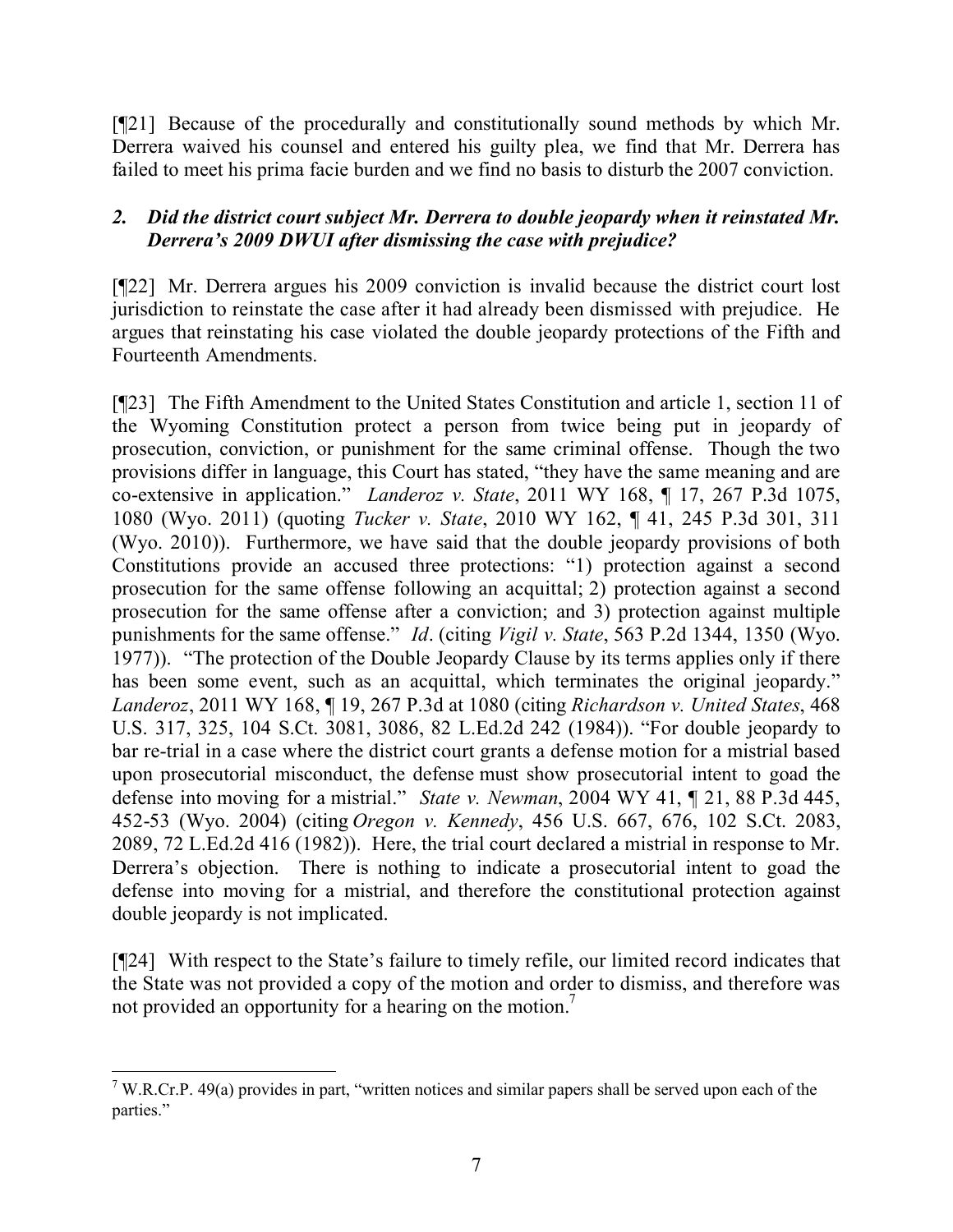[¶21] Because of the procedurally and constitutionally sound methods by which Mr. Derrera waived his counsel and entered his guilty plea, we find that Mr. Derrera has failed to meet his prima facie burden and we find no basis to disturb the 2007 conviction.

### *2. Did the district court subject Mr. Derrera to double jeopardy when it reinstated Mr. Derrera's 2009 DWUI after dismissing the case with prejudice?*

[¶22] Mr. Derrera argues his 2009 conviction is invalid because the district court lost jurisdiction to reinstate the case after it had already been dismissed with prejudice. He argues that reinstating his case violated the double jeopardy protections of the Fifth and Fourteenth Amendments.

[¶23] The Fifth Amendment to the United States Constitution and article 1, section 11 of the Wyoming Constitution protect a person from twice being put in jeopardy of prosecution, conviction, or punishment for the same criminal offense. Though the two provisions differ in language, this Court has stated, "they have the same meaning and are co-extensive in application." *Landeroz v. State*, 2011 WY 168, ¶ 17, 267 P.3d 1075, 1080 (Wyo. 2011) (quoting *Tucker v. State*, 2010 WY 162, ¶ 41, 245 P.3d 301, 311 (Wyo. 2010)). Furthermore, we have said that the double jeopardy provisions of both Constitutions provide an accused three protections: "1) protection against a second prosecution for the same offense following an acquittal; 2) protection against a second prosecution for the same offense after a conviction; and 3) protection against multiple punishments for the same offense." *Id*. (citing *Vigil v. State*, 563 P.2d 1344, 1350 (Wyo. 1977)). "The protection of the Double Jeopardy Clause by its terms applies only if there has been some event, such as an acquittal, which terminates the original jeopardy." *Landeroz*, 2011 WY 168, ¶ 19, 267 P.3d at 1080 (citing *Richardson v. United States*, 468 U.S. 317, 325, 104 S.Ct. 3081, 3086, 82 L.Ed.2d 242 (1984)). "For double jeopardy to bar re-trial in a case where the district court grants a defense motion for a mistrial based upon prosecutorial misconduct, the defense must show prosecutorial intent to goad the defense into moving for a mistrial." *State v. Newman*, 2004 WY 41, ¶ 21, 88 P.3d 445, 452-53 (Wyo. 2004) (citing *Oregon v. Kennedy*, 456 U.S. 667, 676, 102 S.Ct. 2083, 2089, 72 L.Ed.2d 416 (1982)). Here, the trial court declared a mistrial in response to Mr. Derrera's objection. There is nothing to indicate a prosecutorial intent to goad the defense into moving for a mistrial, and therefore the constitutional protection against double jeopardy is not implicated.

[¶24] With respect to the State's failure to timely refile, our limited record indicates that the State was not provided a copy of the motion and order to dismiss, and therefore was not provided an opportunity for a hearing on the motion.[7]

---

[7] W.R.Cr.P. 49(a) provides in part, "written notices and similar papers shall be served upon each of the parties."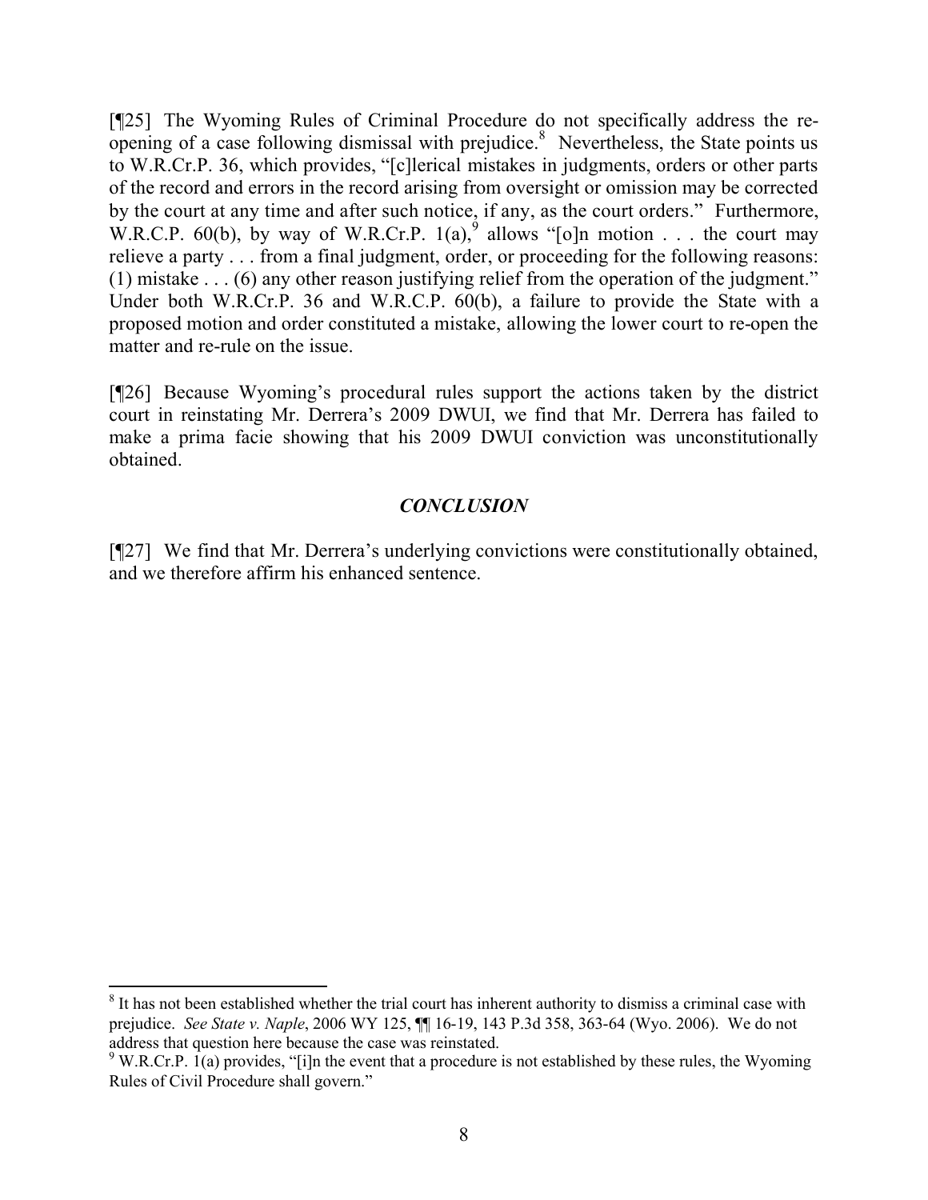[¶25] The Wyoming Rules of Criminal Procedure do not specifically address the re-opening of a case following dismissal with prejudice.[8] Nevertheless, the State points us to W.R.Cr.P. 36, which provides, "[c]lerical mistakes in judgments, orders or other parts of the record and errors in the record arising from oversight or omission may be corrected by the court at any time and after such notice, if any, as the court orders." Furthermore, W.R.C.P. 60(b), by way of W.R.Cr.P. 1(a),[9] allows "[o]n motion . . . the court may relieve a party . . . from a final judgment, order, or proceeding for the following reasons: (1) mistake . . . (6) any other reason justifying relief from the operation of the judgment." Under both W.R.Cr.P. 36 and W.R.C.P. 60(b), a failure to provide the State with a proposed motion and order constituted a mistake, allowing the lower court to re-open the matter and re-rule on the issue.

[¶26] Because Wyoming's procedural rules support the actions taken by the district court in reinstating Mr. Derrera's 2009 DWUI, we find that Mr. Derrera has failed to make a prima facie showing that his 2009 DWUI conviction was unconstitutionally obtained.

## *CONCLUSION*

[¶27] We find that Mr. Derrera's underlying convictions were constitutionally obtained, and we therefore affirm his enhanced sentence.

---

[8] It has not been established whether the trial court has inherent authority to dismiss a criminal case with prejudice. *See State v. Naple*, 2006 WY 125, ¶¶ 16-19, 143 P.3d 358, 363-64 (Wyo. 2006). We do not address that question here because the case was reinstated.

[9] W.R.Cr.P. 1(a) provides, "[i]n the event that a procedure is not established by these rules, the Wyoming Rules of Civil Procedure shall govern."